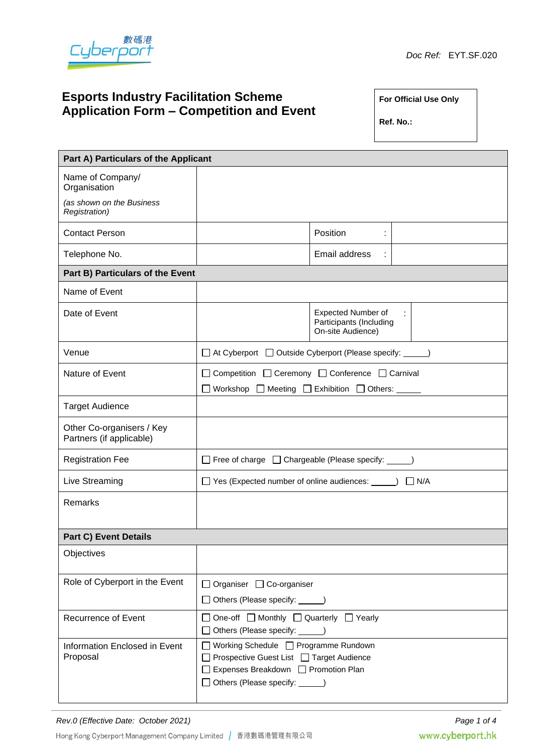Doc Ref: EYT.SF.020

# Esports Industry Facilitation Scheme Application Form – Competition and Event

| **For Official Use Only** |
|---|
| **Ref. No.:** |

| **Part A) Particulars of the Applicant** | | | |
|---|---|---|---|
| Name of Company/ Organisation *(as shown on the Business Registration)* | | | |
| Contact Person | | Position : | |
| Telephone No. | | Email address : | |
| **Part B) Particulars of the Event** | | | |
| Name of Event | | | |
| Date of Event | | Expected Number of Participants (Including On-site Audience) : | |
| Venue | ☐ At Cyberport ☐ Outside Cyberport (Please specify: _____) | | |
| Nature of Event | ☐ Competition ☐ Ceremony ☐ Conference ☐ Carnival ☐ Workshop ☐ Meeting ☐ Exhibition ☐ Others: _____ | | |
| Target Audience | | | |
| Other Co-organisers / Key Partners (if applicable) | | | |
| Registration Fee | ☐ Free of charge ☐ Chargeable (Please specify: _____) | | |
| Live Streaming | ☐ Yes (Expected number of online audiences: _____) ☐ N/A | | |
| Remarks | | | |
| **Part C) Event Details** | | | |
| Objectives | | | |
| Role of Cyberport in the Event | ☐ Organiser ☐ Co-organiser ☐ Others (Please specify: _____) | | |
| Recurrence of Event | ☐ One-off ☐ Monthly ☐ Quarterly ☐ Yearly ☐ Others (Please specify: _____) | | |
| Information Enclosed in Event Proposal | ☐ Working Schedule ☐ Programme Rundown ☐ Prospective Guest List ☐ Target Audience ☐ Expenses Breakdown ☐ Promotion Plan ☐ Others (Please specify: _____) | | |

*Rev.0 (Effective Date: October 2021)*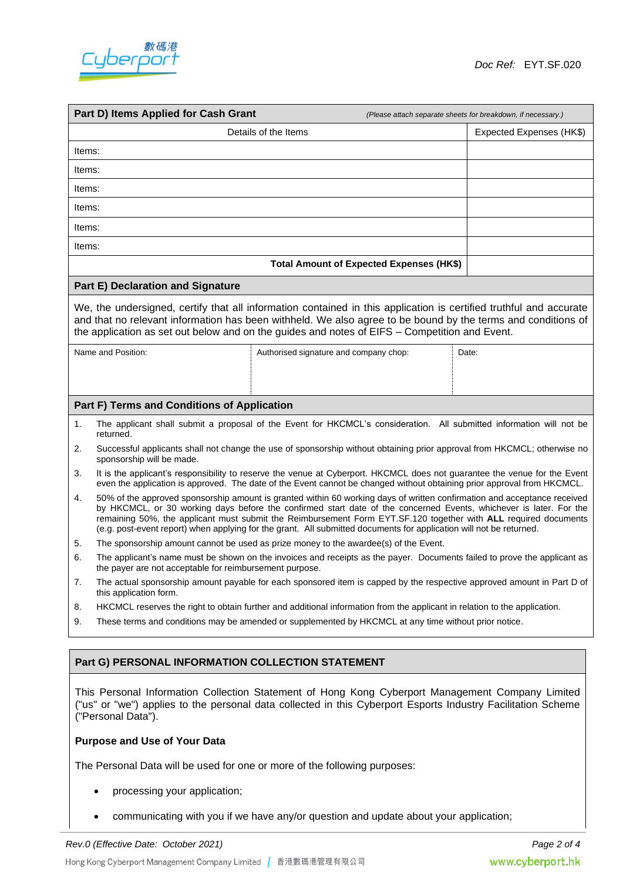## Part D) Items Applied for Cash Grant

*(Please attach separate sheets for breakdown, if necessary.)*

| Details of the Items | Expected Expenses (HK$) |
|---|---|
| Items: | |
| Items: | |
| Items: | |
| Items: | |
| Items: | |
| Items: | |
| **Total Amount of Expected Expenses (HK$)** | |

## Part E) Declaration and Signature

We, the undersigned, certify that all information contained in this application is certified truthful and accurate and that no relevant information has been withheld. We also agree to be bound by the terms and conditions of the application as set out below and on the guides and notes of EIFS – Competition and Event.

| Name and Position: | Authorised signature and company chop: | Date: |
|---|---|---|
| | | |

## Part F) Terms and Conditions of Application

1. The applicant shall submit a proposal of the Event for HKCMCL's consideration. All submitted information will not be returned.
2. Successful applicants shall not change the use of sponsorship without obtaining prior approval from HKCMCL; otherwise no sponsorship will be made.
3. It is the applicant's responsibility to reserve the venue at Cyberport. HKCMCL does not guarantee the venue for the Event even the application is approved. The date of the Event cannot be changed without obtaining prior approval from HKCMCL.
4. 50% of the approved sponsorship amount is granted within 60 working days of written confirmation and acceptance received by HKCMCL, or 30 working days before the confirmed start date of the concerned Events, whichever is later. For the remaining 50%, the applicant must submit the Reimbursement Form EYT.SF.120 together with **ALL** required documents (e.g. post-event report) when applying for the grant. All submitted documents for application will not be returned.
5. The sponsorship amount cannot be used as prize money to the awardee(s) of the Event.
6. The applicant's name must be shown on the invoices and receipts as the payer. Documents failed to prove the applicant as the payer are not acceptable for reimbursement purpose.
7. The actual sponsorship amount payable for each sponsored item is capped by the respective approved amount in Part D of this application form.
8. HKCMCL reserves the right to obtain further and additional information from the applicant in relation to the application.
9. These terms and conditions may be amended or supplemented by HKCMCL at any time without prior notice.

## Part G) PERSONAL INFORMATION COLLECTION STATEMENT

This Personal Information Collection Statement of Hong Kong Cyberport Management Company Limited ("us" or "we") applies to the personal data collected in this Cyberport Esports Industry Facilitation Scheme ("Personal Data").

**Purpose and Use of Your Data**

The Personal Data will be used for one or more of the following purposes:

- processing your application;
- communicating with you if we have any/or question and update about your application;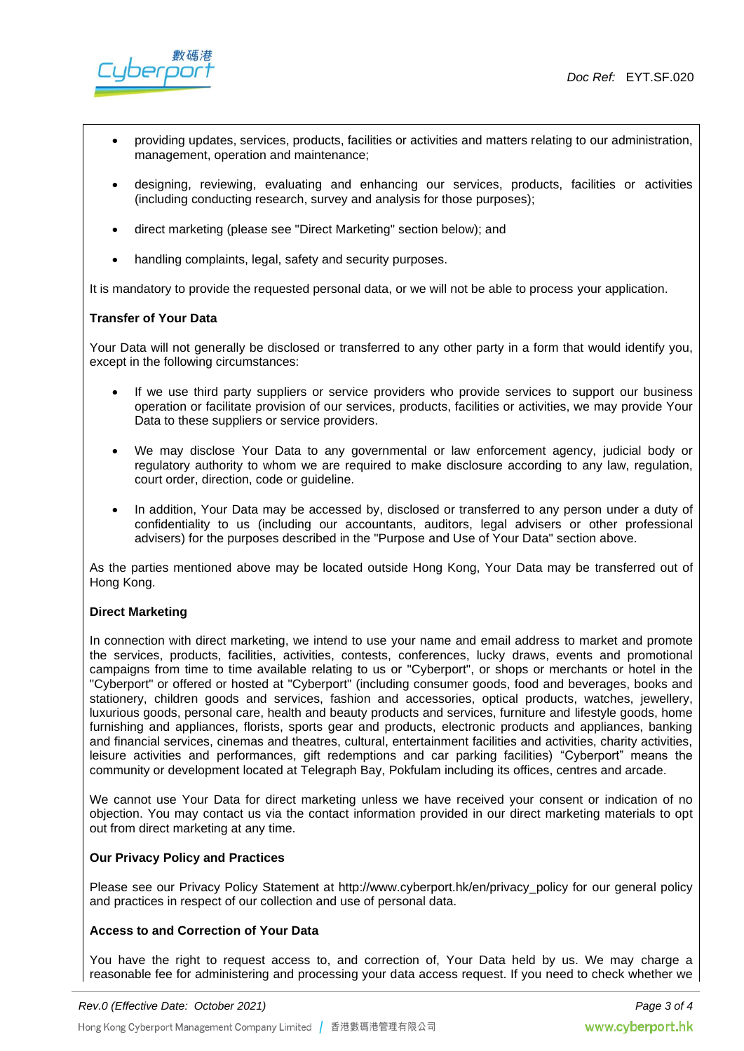- providing updates, services, products, facilities or activities and matters relating to our administration, management, operation and maintenance;
- designing, reviewing, evaluating and enhancing our services, products, facilities or activities (including conducting research, survey and analysis for those purposes);
- direct marketing (please see "Direct Marketing" section below); and
- handling complaints, legal, safety and security purposes.

It is mandatory to provide the requested personal data, or we will not be able to process your application.

**Transfer of Your Data**

Your Data will not generally be disclosed or transferred to any other party in a form that would identify you, except in the following circumstances:

- If we use third party suppliers or service providers who provide services to support our business operation or facilitate provision of our services, products, facilities or activities, we may provide Your Data to these suppliers or service providers.
- We may disclose Your Data to any governmental or law enforcement agency, judicial body or regulatory authority to whom we are required to make disclosure according to any law, regulation, court order, direction, code or guideline.
- In addition, Your Data may be accessed by, disclosed or transferred to any person under a duty of confidentiality to us (including our accountants, auditors, legal advisers or other professional advisers) for the purposes described in the "Purpose and Use of Your Data" section above.

As the parties mentioned above may be located outside Hong Kong, Your Data may be transferred out of Hong Kong.

**Direct Marketing**

In connection with direct marketing, we intend to use your name and email address to market and promote the services, products, facilities, activities, contests, conferences, lucky draws, events and promotional campaigns from time to time available relating to us or "Cyberport", or shops or merchants or hotel in the "Cyberport" or offered or hosted at "Cyberport" (including consumer goods, food and beverages, books and stationery, children goods and services, fashion and accessories, optical products, watches, jewellery, luxurious goods, personal care, health and beauty products and services, furniture and lifestyle goods, home furnishing and appliances, florists, sports gear and products, electronic products and appliances, banking and financial services, cinemas and theatres, cultural, entertainment facilities and activities, charity activities, leisure activities and performances, gift redemptions and car parking facilities) "Cyberport" means the community or development located at Telegraph Bay, Pokfulam including its offices, centres and arcade.

We cannot use Your Data for direct marketing unless we have received your consent or indication of no objection. You may contact us via the contact information provided in our direct marketing materials to opt out from direct marketing at any time.

**Our Privacy Policy and Practices**

Please see our Privacy Policy Statement at http://www.cyberport.hk/en/privacy_policy for our general policy and practices in respect of our collection and use of personal data.

**Access to and Correction of Your Data**

You have the right to request access to, and correction of, Your Data held by us. We may charge a reasonable fee for administering and processing your data access request. If you need to check whether we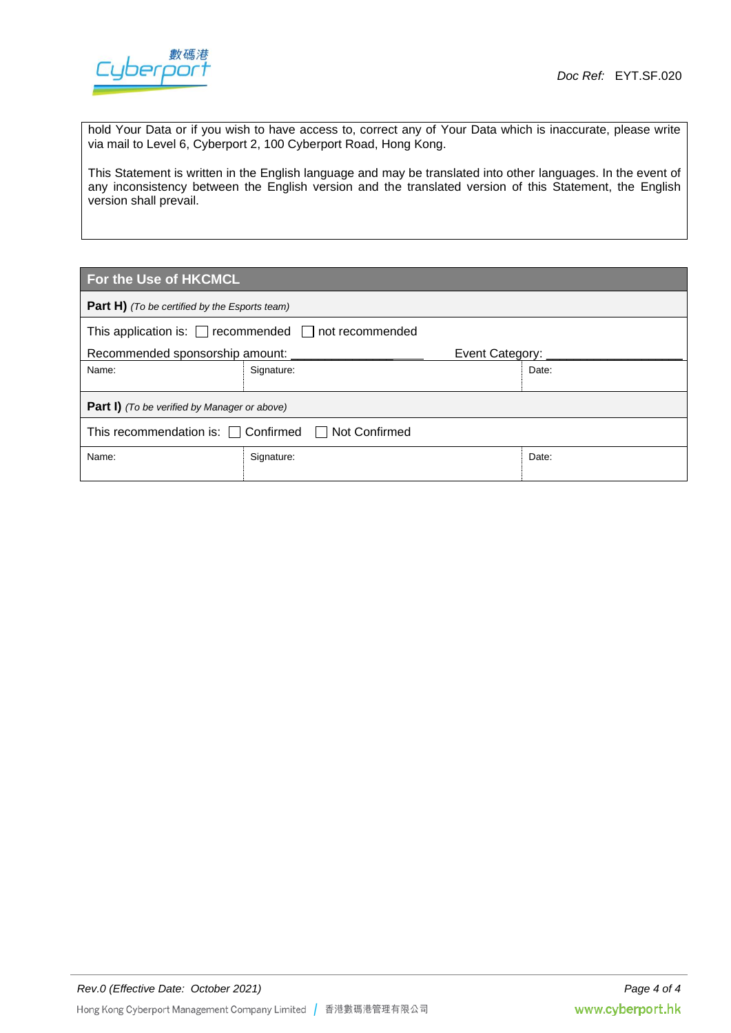hold Your Data or if you wish to have access to, correct any of Your Data which is inaccurate, please write via mail to Level 6, Cyberport 2, 100 Cyberport Road, Hong Kong.

This Statement is written in the English language and may be translated into other languages. In the event of any inconsistency between the English version and the translated version of this Statement, the English version shall prevail.

| **For the Use of HKCMCL** | | |
|---|---|---|
| **Part H)** *(To be certified by the Esports team)* | | |
| This application is: ☐ recommended ☐ not recommended | | |
| Recommended sponsorship amount: ____________________ | Event Category: ____________________ | |
| Name: | Signature: | Date: |
| **Part I)** *(To be verified by Manager or above)* | | |
| This recommendation is: ☐ Confirmed ☐ Not Confirmed | | |
| Name: | Signature: | Date: |